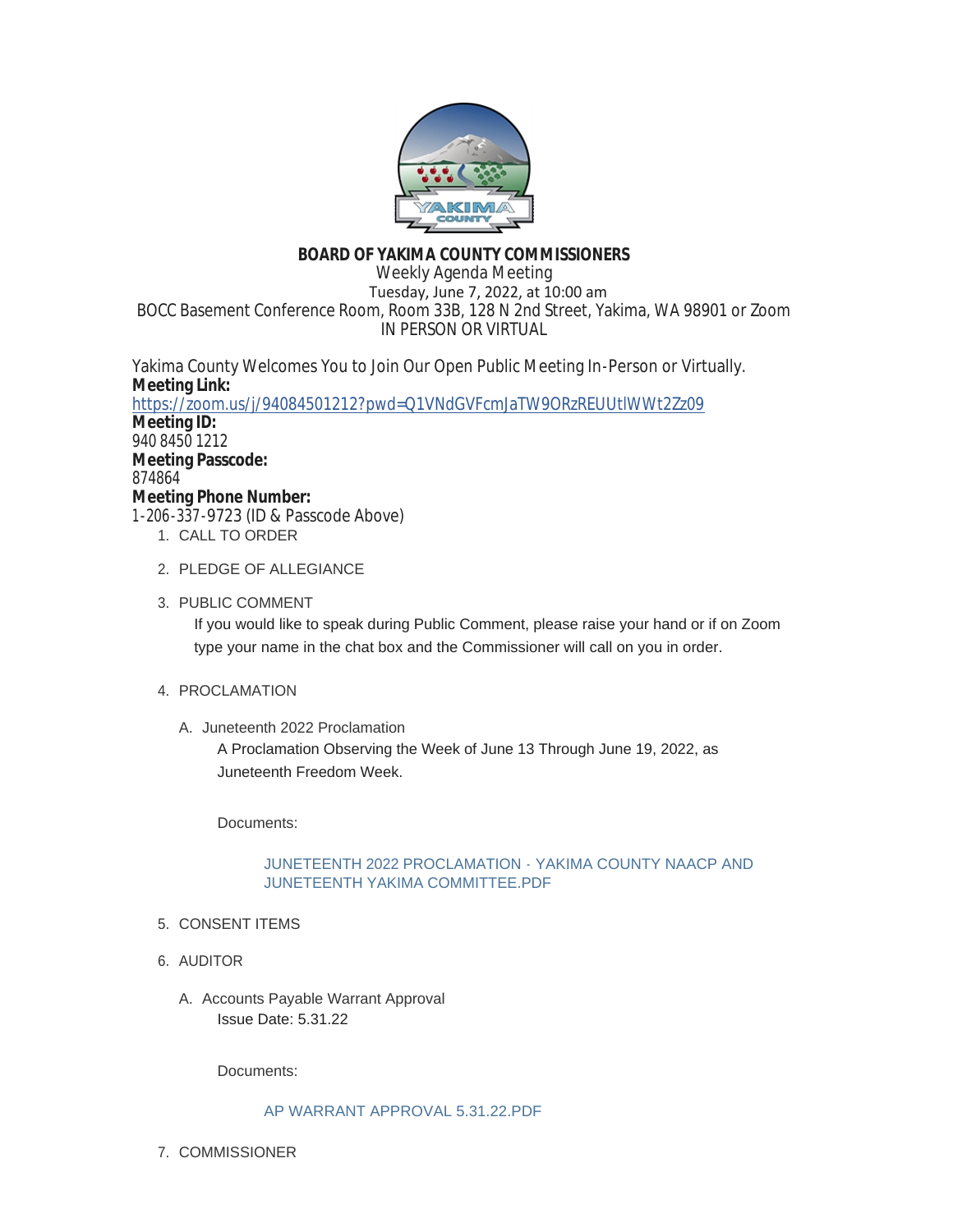# BOARD OF YAKIMA COUNTY COMMISSIONERS

Weekly Agenda Meeting
Tuesday, June 7, 2022, at 10:00 am
BOCC Basement Conference Room, Room 33B, 128 N 2nd Street, Yakima, WA 98901 or Zoom
IN PERSON OR VIRTUAL

Yakima County Welcomes You to Join Our Open Public Meeting In-Person or Virtually.

**Meeting Link:**
https://zoom.us/j/94084501212?pwd=Q1VNdGVFcmJaTW9ORzREUUtlWWt2Zz09

**Meeting ID:**
940 8450 1212

**Meeting Passcode:**
874864

**Meeting Phone Number:**
1-206-337-9723 (ID & Passcode Above)

1. CALL TO ORDER
2. PLEDGE OF ALLEGIANCE
3. PUBLIC COMMENT

   If you would like to speak during Public Comment, please raise your hand or if on Zoom type your name in the chat box and the Commissioner will call on you in order.

4. PROCLAMATION

   A. Juneteenth 2022 Proclamation

      A Proclamation Observing the Week of June 13 Through June 19, 2022, as Juneteenth Freedom Week.

      Documents:

      JUNETEENTH 2022 PROCLAMATION - YAKIMA COUNTY NAACP AND JUNETEENTH YAKIMA COMMITTEE.PDF

5. CONSENT ITEMS
6. AUDITOR

   A. Accounts Payable Warrant Approval

      Issue Date: 5.31.22

      Documents:

      AP WARRANT APPROVAL 5.31.22.PDF

7. COMMISSIONER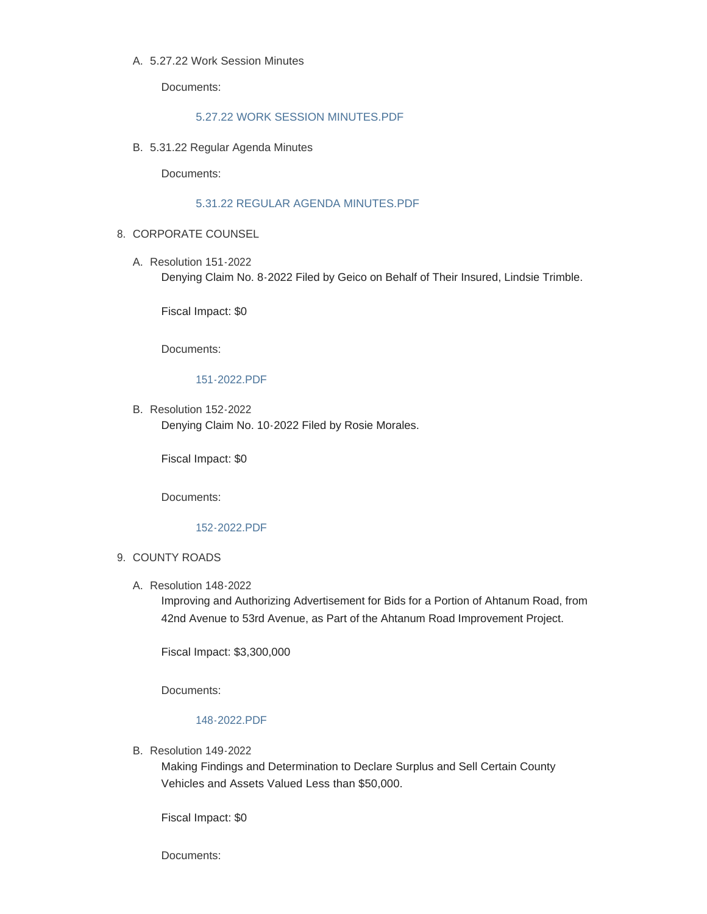A. 5.27.22 Work Session Minutes

   Documents:

   5.27.22 WORK SESSION MINUTES.PDF

B. 5.31.22 Regular Agenda Minutes

   Documents:

   5.31.22 REGULAR AGENDA MINUTES.PDF

8. CORPORATE COUNSEL

   A. Resolution 151-2022
      Denying Claim No. 8-2022 Filed by Geico on Behalf of Their Insured, Lindsie Trimble.

      Fiscal Impact: $0

      Documents:

      151-2022.PDF

   B. Resolution 152-2022
      Denying Claim No. 10-2022 Filed by Rosie Morales.

      Fiscal Impact: $0

      Documents:

      152-2022.PDF

9. COUNTY ROADS

   A. Resolution 148-2022
      Improving and Authorizing Advertisement for Bids for a Portion of Ahtanum Road, from 42nd Avenue to 53rd Avenue, as Part of the Ahtanum Road Improvement Project.

      Fiscal Impact: $3,300,000

      Documents:

      148-2022.PDF

   B. Resolution 149-2022
      Making Findings and Determination to Declare Surplus and Sell Certain County Vehicles and Assets Valued Less than $50,000.

      Fiscal Impact: $0

      Documents: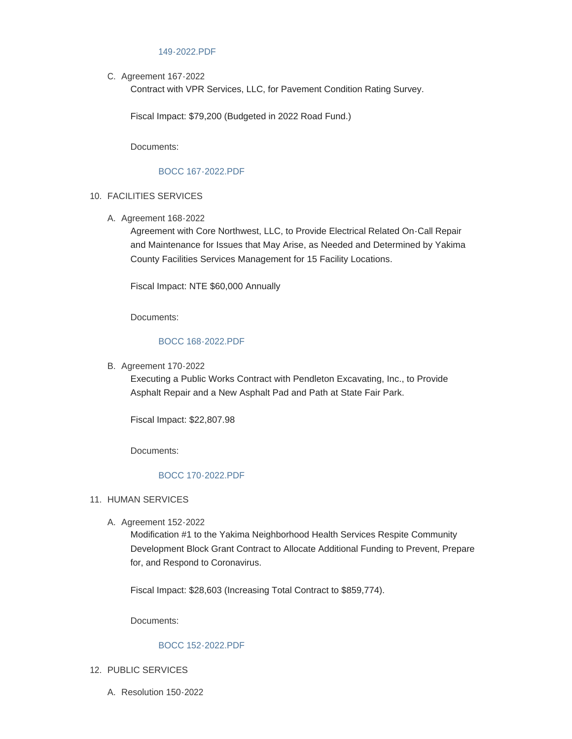149-2022.PDF

C. Agreement 167-2022

Contract with VPR Services, LLC, for Pavement Condition Rating Survey.

Fiscal Impact: $79,200 (Budgeted in 2022 Road Fund.)

Documents:

BOCC 167-2022.PDF

10. FACILITIES SERVICES

A. Agreement 168-2022

Agreement with Core Northwest, LLC, to Provide Electrical Related On-Call Repair and Maintenance for Issues that May Arise, as Needed and Determined by Yakima County Facilities Services Management for 15 Facility Locations.

Fiscal Impact: NTE $60,000 Annually

Documents:

BOCC 168-2022.PDF

B. Agreement 170-2022

Executing a Public Works Contract with Pendleton Excavating, Inc., to Provide Asphalt Repair and a New Asphalt Pad and Path at State Fair Park.

Fiscal Impact: $22,807.98

Documents:

BOCC 170-2022.PDF

11. HUMAN SERVICES

A. Agreement 152-2022

Modification #1 to the Yakima Neighborhood Health Services Respite Community Development Block Grant Contract to Allocate Additional Funding to Prevent, Prepare for, and Respond to Coronavirus.

Fiscal Impact: $28,603 (Increasing Total Contract to $859,774).

Documents:

BOCC 152-2022.PDF

12. PUBLIC SERVICES

A. Resolution 150-2022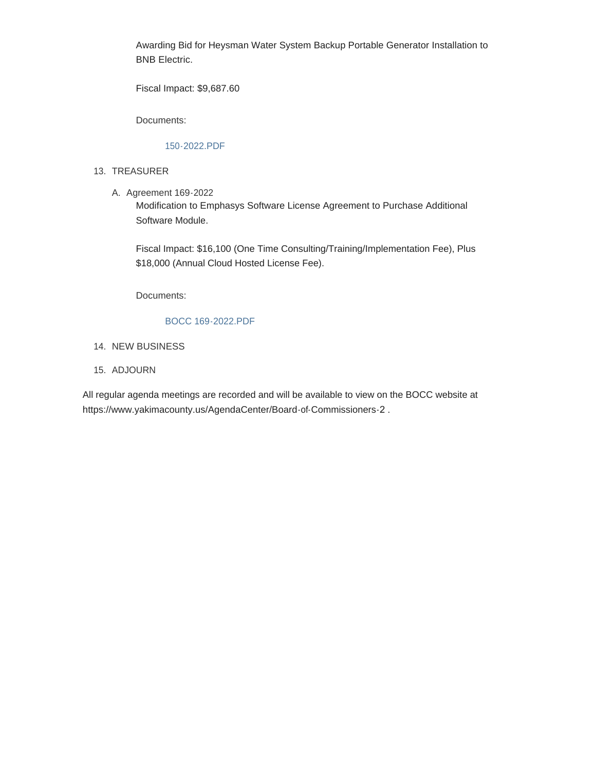Awarding Bid for Heysman Water System Backup Portable Generator Installation to BNB Electric.

Fiscal Impact: $9,687.60

Documents:

150-2022.PDF

13. TREASURER

    A. Agreement 169-2022

       Modification to Emphasys Software License Agreement to Purchase Additional Software Module.

       Fiscal Impact: $16,100 (One Time Consulting/Training/Implementation Fee), Plus $18,000 (Annual Cloud Hosted License Fee).

       Documents:

       BOCC 169-2022.PDF

14. NEW BUSINESS

15. ADJOURN

All regular agenda meetings are recorded and will be available to view on the BOCC website at https://www.yakimacounty.us/AgendaCenter/Board-of-Commissioners-2 .